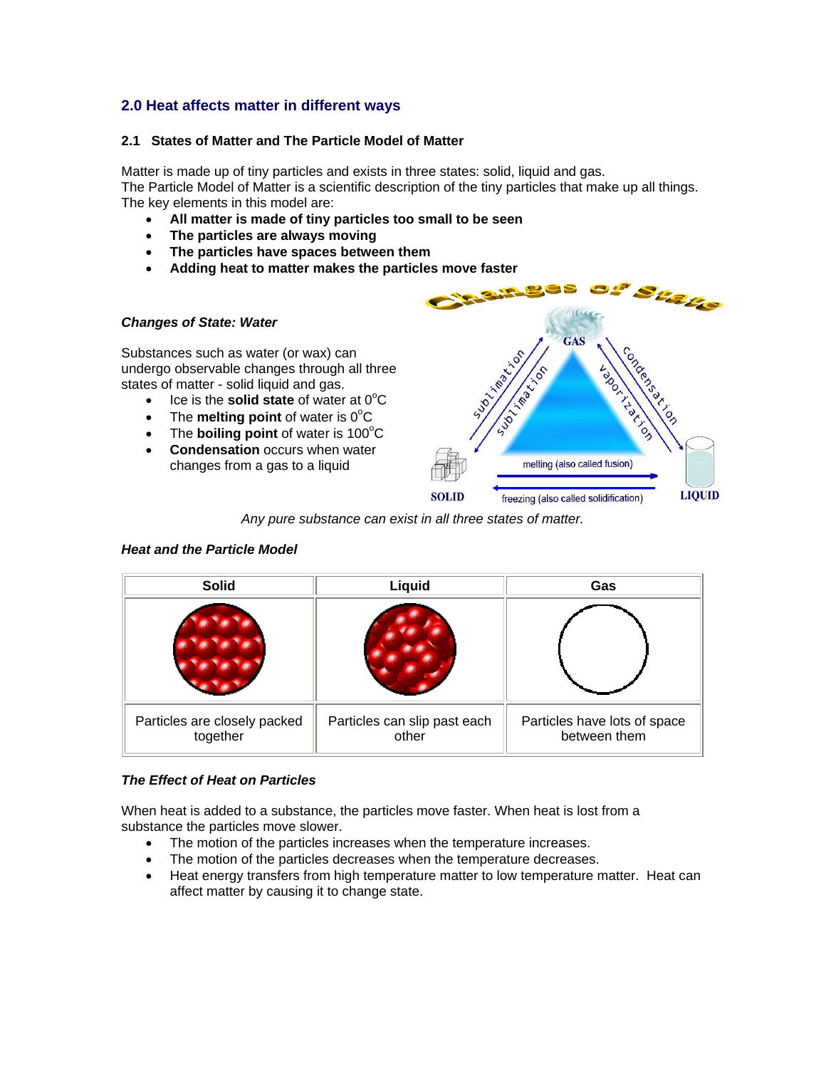## 2.0 Heat affects matter in different ways

### 2.1 States of Matter and The Particle Model of Matter

Matter is made up of tiny particles and exists in three states: solid, liquid and gas.
The Particle Model of Matter is a scientific description of the tiny particles that make up all things.
The key elements in this model are:

- **All matter is made of tiny particles too small to be seen**
- **The particles are always moving**
- **The particles have spaces between them**
- **Adding heat to matter makes the particles move faster**

***Changes of State: Water***

Substances such as water (or wax) can undergo observable changes through all three states of matter - solid liquid and gas.

- Ice is the **solid state** of water at $0^oC$
- The **melting point** of water is $0^oC$
- The **boiling point** of water is $100^oC$
- **Condensation** occurs when water changes from a gas to a liquid

*Any pure substance can exist in all three states of matter.*

***Heat and the Particle Model***

| Solid | Liquid | Gas |
|---|---|---|
| | | |
| Particles are closely packed together | Particles can slip past each other | Particles have lots of space between them |

***The Effect of Heat on Particles***

When heat is added to a substance, the particles move faster. When heat is lost from a substance the particles move slower.

- The motion of the particles increases when the temperature increases.
- The motion of the particles decreases when the temperature decreases.
- Heat energy transfers from high temperature matter to low temperature matter. Heat can affect matter by causing it to change state.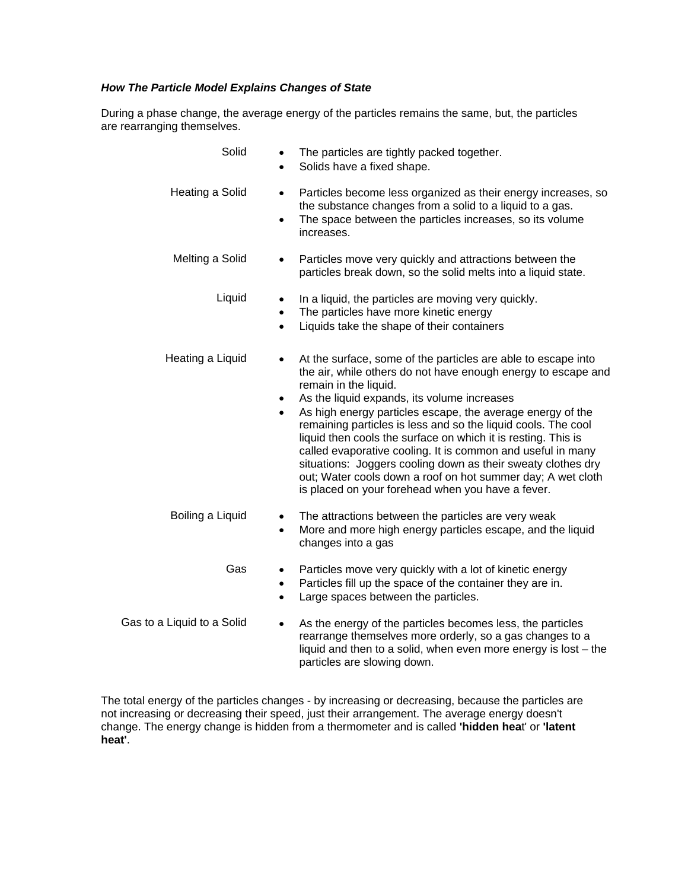***How The Particle Model Explains Changes of State***

During a phase change, the average energy of the particles remains the same, but, the particles are rearranging themselves.

| | |
|---|---|
| Solid | • The particles are tightly packed together.<br>• Solids have a fixed shape. |
| Heating a Solid | • Particles become less organized as their energy increases, so the substance changes from a solid to a liquid to a gas.<br>• The space between the particles increases, so its volume increases. |
| Melting a Solid | • Particles move very quickly and attractions between the particles break down, so the solid melts into a liquid state. |
| Liquid | • In a liquid, the particles are moving very quickly.<br>• The particles have more kinetic energy<br>• Liquids take the shape of their containers |
| Heating a Liquid | • At the surface, some of the particles are able to escape into the air, while others do not have enough energy to escape and remain in the liquid.<br>• As the liquid expands, its volume increases<br>• As high energy particles escape, the average energy of the remaining particles is less and so the liquid cools. The cool liquid then cools the surface on which it is resting. This is called evaporative cooling. It is common and useful in many situations: Joggers cooling down as their sweaty clothes dry out; Water cools down a roof on hot summer day; A wet cloth is placed on your forehead when you have a fever. |
| Boiling a Liquid | • The attractions between the particles are very weak<br>• More and more high energy particles escape, and the liquid changes into a gas |
| Gas | • Particles move very quickly with a lot of kinetic energy<br>• Particles fill up the space of the container they are in.<br>• Large spaces between the particles. |
| Gas to a Liquid to a Solid | • As the energy of the particles becomes less, the particles rearrange themselves more orderly, so a gas changes to a liquid and then to a solid, when even more energy is lost – the particles are slowing down. |

The total energy of the particles changes - by increasing or decreasing, because the particles are not increasing or decreasing their speed, just their arrangement. The average energy doesn't change. The energy change is hidden from a thermometer and is called **'hidden heat'** or **'latent heat'**.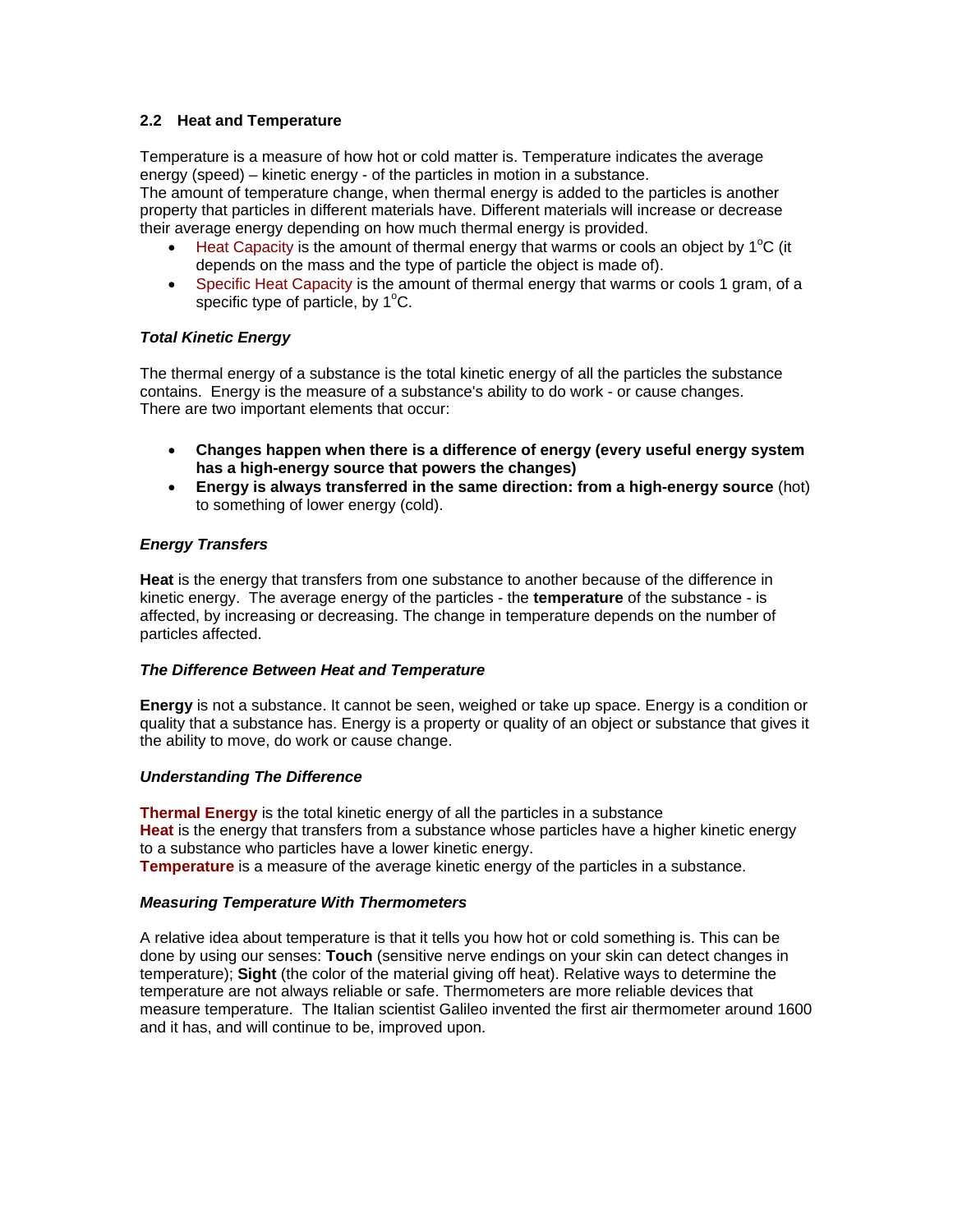### 2.2 Heat and Temperature

Temperature is a measure of how hot or cold matter is. Temperature indicates the average energy (speed) – kinetic energy - of the particles in motion in a substance.
The amount of temperature change, when thermal energy is added to the particles is another property that particles in different materials have. Different materials will increase or decrease their average energy depending on how much thermal energy is provided.

- Heat Capacity is the amount of thermal energy that warms or cools an object by $1^{o}C$ (it depends on the mass and the type of particle the object is made of).
- Specific Heat Capacity is the amount of thermal energy that warms or cools 1 gram, of a specific type of particle, by $1^{o}C$.

#### *Total Kinetic Energy*

The thermal energy of a substance is the total kinetic energy of all the particles the substance contains. Energy is the measure of a substance's ability to do work - or cause changes.
There are two important elements that occur:

- **Changes happen when there is a difference of energy (every useful energy system has a high-energy source that powers the changes)**
- **Energy is always transferred in the same direction: from a high-energy source** (hot) to something of lower energy (cold).

#### *Energy Transfers*

**Heat** is the energy that transfers from one substance to another because of the difference in kinetic energy. The average energy of the particles - the **temperature** of the substance - is affected, by increasing or decreasing. The change in temperature depends on the number of particles affected.

#### *The Difference Between Heat and Temperature*

**Energy** is not a substance. It cannot be seen, weighed or take up space. Energy is a condition or quality that a substance has. Energy is a property or quality of an object or substance that gives it the ability to move, do work or cause change.

#### *Understanding The Difference*

**Thermal Energy** is the total kinetic energy of all the particles in a substance
**Heat** is the energy that transfers from a substance whose particles have a higher kinetic energy to a substance who particles have a lower kinetic energy.
**Temperature** is a measure of the average kinetic energy of the particles in a substance.

#### *Measuring Temperature With Thermometers*

A relative idea about temperature is that it tells you how hot or cold something is. This can be done by using our senses: **Touch** (sensitive nerve endings on your skin can detect changes in temperature); **Sight** (the color of the material giving off heat). Relative ways to determine the temperature are not always reliable or safe. Thermometers are more reliable devices that measure temperature. The Italian scientist Galileo invented the first air thermometer around 1600 and it has, and will continue to be, improved upon.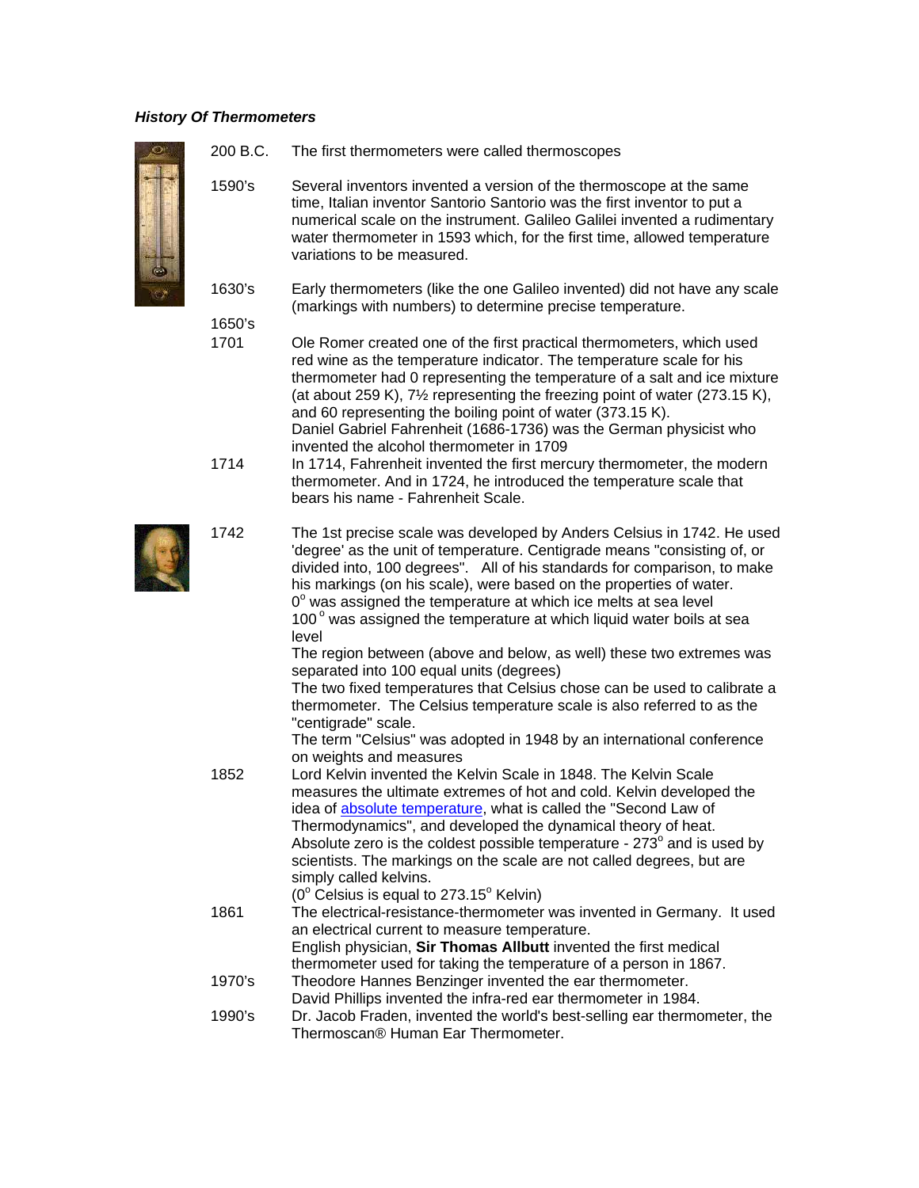### *History Of Thermometers*

| | |
|---|---|
| 200 B.C. | The first thermometers were called thermoscopes |
| 1590's | Several inventors invented a version of the thermoscope at the same time, Italian inventor Santorio Santorio was the first inventor to put a numerical scale on the instrument. Galileo Galilei invented a rudimentary water thermometer in 1593 which, for the first time, allowed temperature variations to be measured. |
| 1630's | Early thermometers (like the one Galileo invented) did not have any scale (markings with numbers) to determine precise temperature. |
| 1650's | |
| 1701 | Ole Romer created one of the first practical thermometers, which used red wine as the temperature indicator. The temperature scale for his thermometer had 0 representing the temperature of a salt and ice mixture (at about 259 K), 7½ representing the freezing point of water (273.15 K), and 60 representing the boiling point of water (373.15 K). Daniel Gabriel Fahrenheit (1686-1736) was the German physicist who invented the alcohol thermometer in 1709 |
| 1714 | In 1714, Fahrenheit invented the first mercury thermometer, the modern thermometer. And in 1724, he introduced the temperature scale that bears his name - Fahrenheit Scale. |
| 1742 | The 1st precise scale was developed by Anders Celsius in 1742. He used 'degree' as the unit of temperature. Centigrade means "consisting of, or divided into, 100 degrees". All of his standards for comparison, to make his markings (on his scale), were based on the properties of water. $0^o$ was assigned the temperature at which ice melts at sea level $100^o$ was assigned the temperature at which liquid water boils at sea level The region between (above and below, as well) these two extremes was separated into 100 equal units (degrees) The two fixed temperatures that Celsius chose can be used to calibrate a thermometer. The Celsius temperature scale is also referred to as the "centigrade" scale. The term "Celsius" was adopted in 1948 by an international conference on weights and measures |
| 1852 | Lord Kelvin invented the Kelvin Scale in 1848. The Kelvin Scale measures the ultimate extremes of hot and cold. Kelvin developed the idea of absolute temperature, what is called the "Second Law of Thermodynamics", and developed the dynamical theory of heat. Absolute zero is the coldest possible temperature - $273^o$ and is used by scientists. The markings on the scale are not called degrees, but are simply called kelvins. ($0^o$ Celsius is equal to $273.15^o$ Kelvin) |
| 1861 | The electrical-resistance-thermometer was invented in Germany. It used an electrical current to measure temperature. English physician, **Sir Thomas Allbutt** invented the first medical thermometer used for taking the temperature of a person in 1867. |
| 1970's | Theodore Hannes Benzinger invented the ear thermometer. David Phillips invented the infra-red ear thermometer in 1984. |
| 1990's | Dr. Jacob Fraden, invented the world's best-selling ear thermometer, the Thermoscan® Human Ear Thermometer. |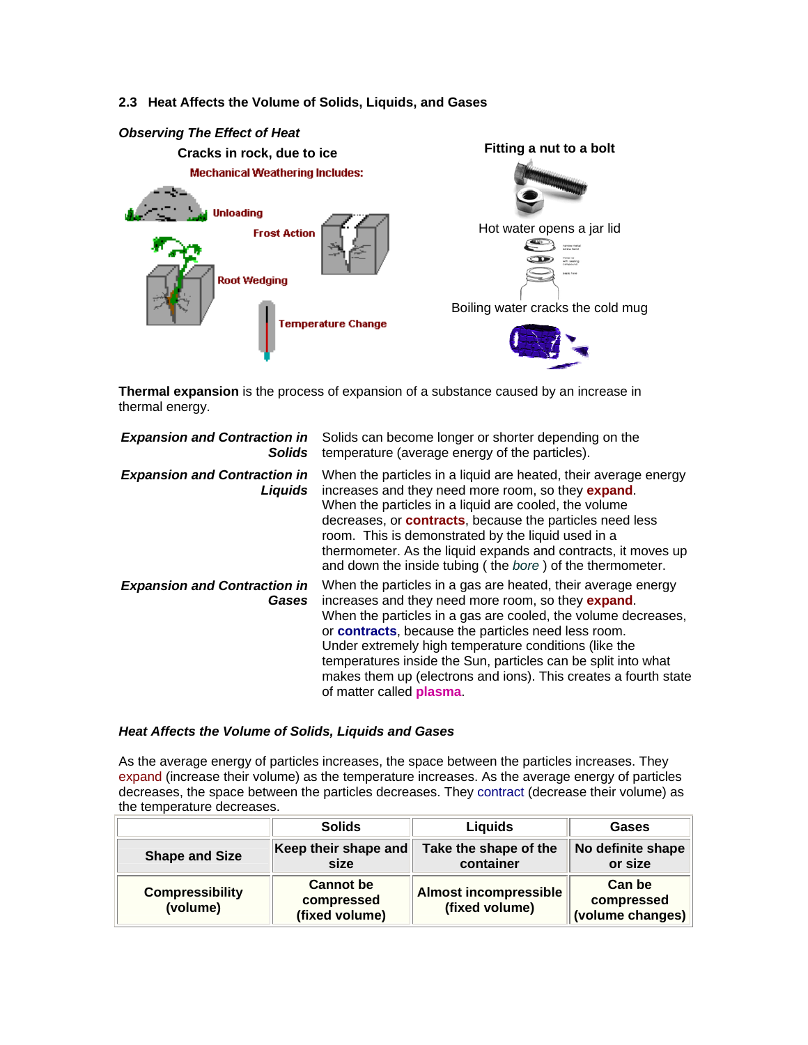## 2.3 Heat Affects the Volume of Solids, Liquids, and Gases

*Observing The Effect of Heat*

**Cracks in rock, due to ice**

**Mechanical Weathering Includes:**

Unloading

Frost Action

Root Wedging

Temperature Change

**Fitting a nut to a bolt**

Hot water opens a jar lid

Boiling water cracks the cold mug

**Thermal expansion** is the process of expansion of a substance caused by an increase in thermal energy.

| | |
|---|---|
| ***Expansion and Contraction in Solids*** | Solids can become longer or shorter depending on the temperature (average energy of the particles). |
| ***Expansion and Contraction in Liquids*** | When the particles in a liquid are heated, their average energy increases and they need more room, so they **expand**. When the particles in a liquid are cooled, the volume decreases, or **contracts**, because the particles need less room. This is demonstrated by the liquid used in a thermometer. As the liquid expands and contracts, it moves up and down the inside tubing ( the *bore* ) of the thermometer. |
| ***Expansion and Contraction in Gases*** | When the particles in a gas are heated, their average energy increases and they need more room, so they **expand**. When the particles in a gas are cooled, the volume decreases, or **contracts**, because the particles need less room. Under extremely high temperature conditions (like the temperatures inside the Sun, particles can be split into what makes them up (electrons and ions). This creates a fourth state of matter called **plasma**. |

### *Heat Affects the Volume of Solids, Liquids and Gases*

As the average energy of particles increases, the space between the particles increases. They expand (increase their volume) as the temperature increases. As the average energy of particles decreases, the space between the particles decreases. They contract (decrease their volume) as the temperature decreases.

| | **Solids** | **Liquids** | **Gases** |
|---|---|---|---|
| **Shape and Size** | **Keep their shape and size** | **Take the shape of the container** | **No definite shape or size** |
| **Compressibility (volume)** | **Cannot be compressed (fixed volume)** | **Almost incompressible (fixed volume)** | **Can be compressed (volume changes)** |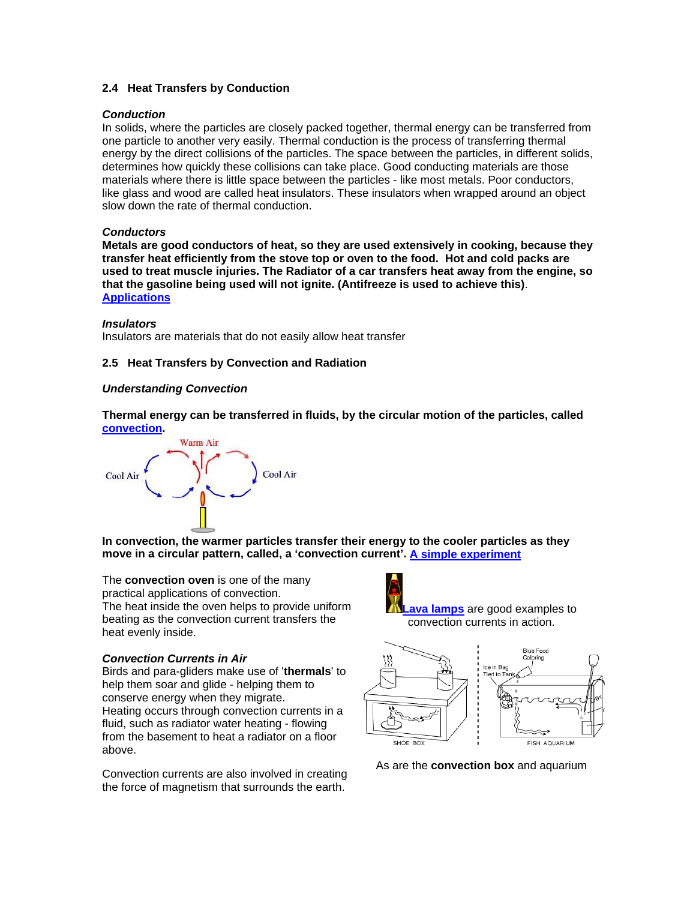### 2.4 Heat Transfers by Conduction

***Conduction***

In solids, where the particles are closely packed together, thermal energy can be transferred from one particle to another very easily. Thermal conduction is the process of transferring thermal energy by the direct collisions of the particles. The space between the particles, in different solids, determines how quickly these collisions can take place. Good conducting materials are those materials where there is little space between the particles - like most metals. Poor conductors, like glass and wood are called heat insulators. These insulators when wrapped around an object slow down the rate of thermal conduction.

***Conductors***

**Metals are good conductors of heat, so they are used extensively in cooking, because they transfer heat efficiently from the stove top or oven to the food. Hot and cold packs are used to treat muscle injuries. The Radiator of a car transfers heat away from the engine, so that the gasoline being used will not ignite. (Antifreeze is used to achieve this)**.
**Applications**

***Insulators***

Insulators are materials that do not easily allow heat transfer

### 2.5 Heat Transfers by Convection and Radiation

***Understanding Convection***

**Thermal energy can be transferred in fluids, by the circular motion of the particles, called convection.**

**In convection, the warmer particles transfer their energy to the cooler particles as they move in a circular pattern, called, a 'convection current'. A simple experiment**

The **convection oven** is one of the many practical applications of convection.
The heat inside the oven helps to provide uniform beating as the convection current transfers the heat evenly inside.

***Convection Currents in Air***

Birds and para-gliders make use of '**thermals**' to help them soar and glide - helping them to conserve energy when they migrate.
Heating occurs through convection currents in a fluid, such as radiator water heating - flowing from the basement to heat a radiator on a floor above.

Convection currents are also involved in creating the force of magnetism that surrounds the earth.

**Lava lamps** are good examples to convection currents in action.

As are the **convection box** and aquarium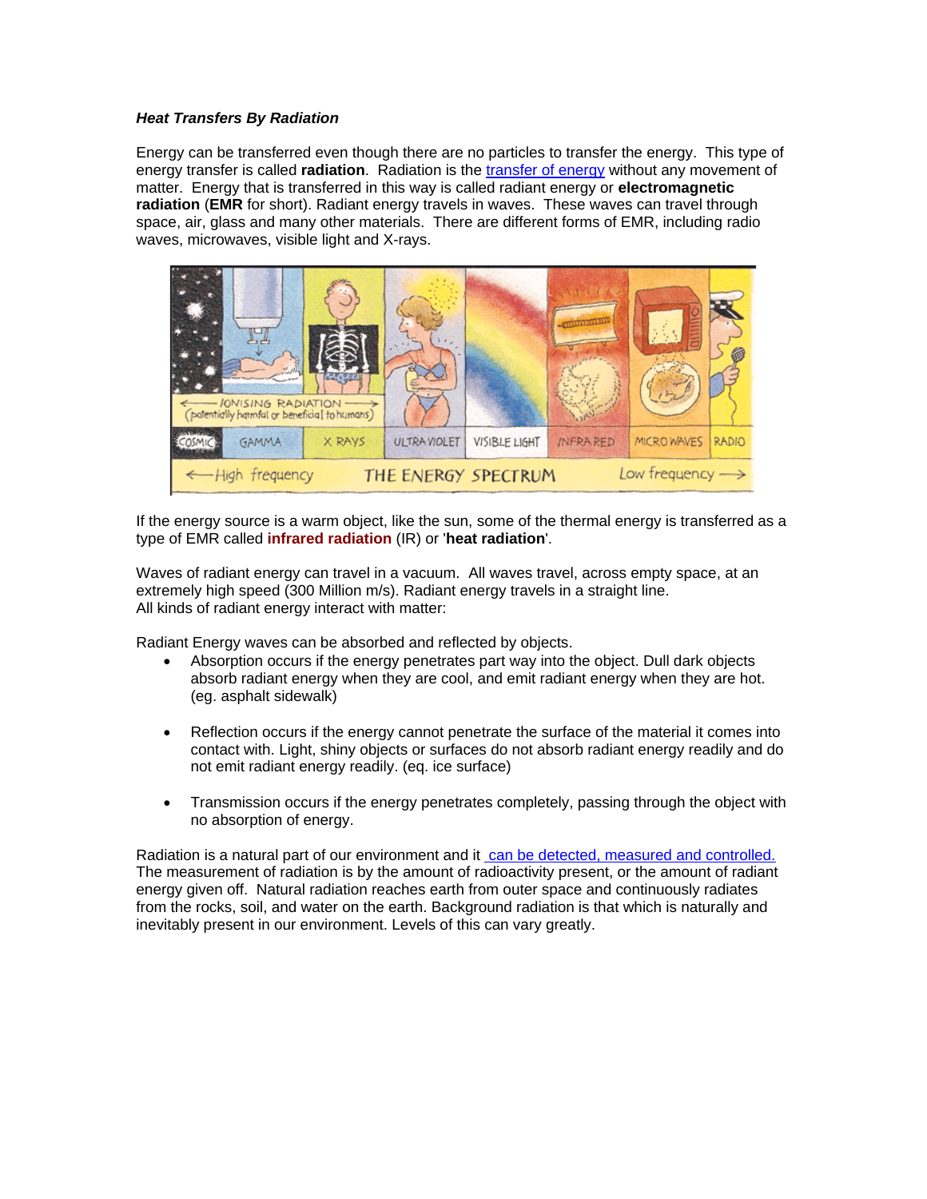***Heat Transfers By Radiation***

Energy can be transferred even though there are no particles to transfer the energy. This type of energy transfer is called **radiation**. Radiation is the transfer of energy without any movement of matter. Energy that is transferred in this way is called radiant energy or **electromagnetic radiation** (**EMR** for short). Radiant energy travels in waves. These waves can travel through space, air, glass and many other materials. There are different forms of EMR, including radio waves, microwaves, visible light and X-rays.

IONISING RADIATION (potentially harmful or beneficial to humans)

COSMIC GAMMA X RAYS ULTRAVIOLET VISIBLE LIGHT INFRARED MICROWAVES RADIO

← High frequency THE ENERGY SPECTRUM Low frequency →

If the energy source is a warm object, like the sun, some of the thermal energy is transferred as a type of EMR called **infrared radiation** (IR) or '**heat radiation**'.

Waves of radiant energy can travel in a vacuum. All waves travel, across empty space, at an extremely high speed (300 Million m/s). Radiant energy travels in a straight line.
All kinds of radiant energy interact with matter:

Radiant Energy waves can be absorbed and reflected by objects.

- Absorption occurs if the energy penetrates part way into the object. Dull dark objects absorb radiant energy when they are cool, and emit radiant energy when they are hot. (eg. asphalt sidewalk)
- Reflection occurs if the energy cannot penetrate the surface of the material it comes into contact with. Light, shiny objects or surfaces do not absorb radiant energy readily and do not emit radiant energy readily. (eq. ice surface)
- Transmission occurs if the energy penetrates completely, passing through the object with no absorption of energy.

Radiation is a natural part of our environment and it can be detected, measured and controlled. The measurement of radiation is by the amount of radioactivity present, or the amount of radiant energy given off. Natural radiation reaches earth from outer space and continuously radiates from the rocks, soil, and water on the earth. Background radiation is that which is naturally and inevitably present in our environment. Levels of this can vary greatly.